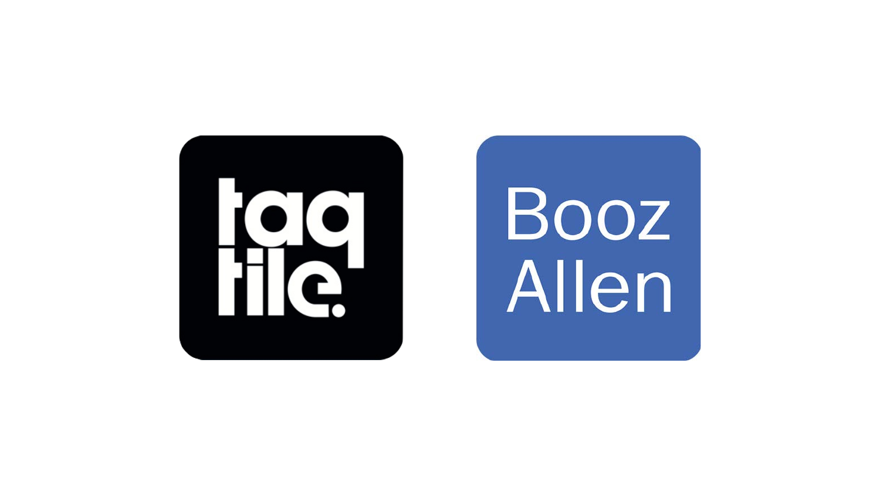taqtile.

Booz Allen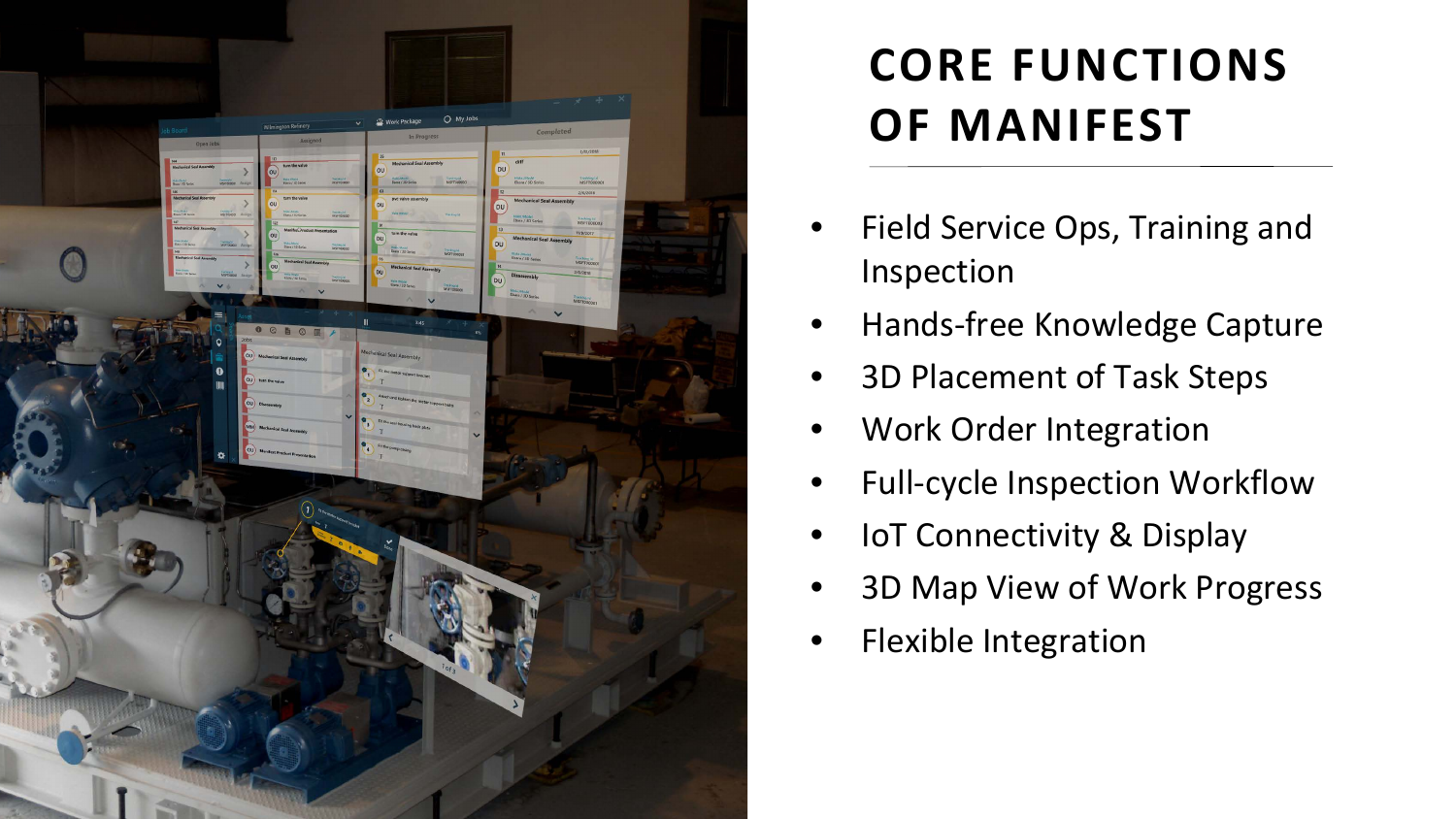# CORE FUNCTIONS OF MANIFEST

- Field Service Ops, Training and Inspection
- Hands-free Knowledge Capture
- 3D Placement of Task Steps
- Work Order Integration
- Full-cycle Inspection Workflow
- IoT Connectivity & Display
- 3D Map View of Work Progress
- Flexible Integration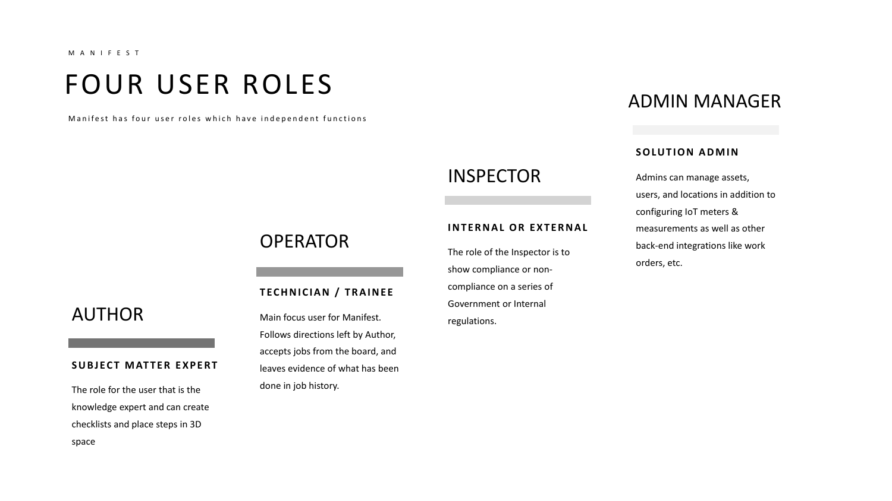MANIFEST

# FOUR USER ROLES

Manifest has four user roles which have independent functions

## AUTHOR

**SUBJECT MATTER EXPERT**

The role for the user that is the knowledge expert and can create checklists and place steps in 3D space

## OPERATOR

**TECHNICIAN / TRAINEE**

Main focus user for Manifest. Follows directions left by Author, accepts jobs from the board, and leaves evidence of what has been done in job history.

## INSPECTOR

**INTERNAL OR EXTERNAL**

The role of the Inspector is to show compliance or non-compliance on a series of Government or Internal regulations.

## ADMIN MANAGER

**SOLUTION ADMIN**

Admins can manage assets, users, and locations in addition to configuring IoT meters & measurements as well as other back-end integrations like work orders, etc.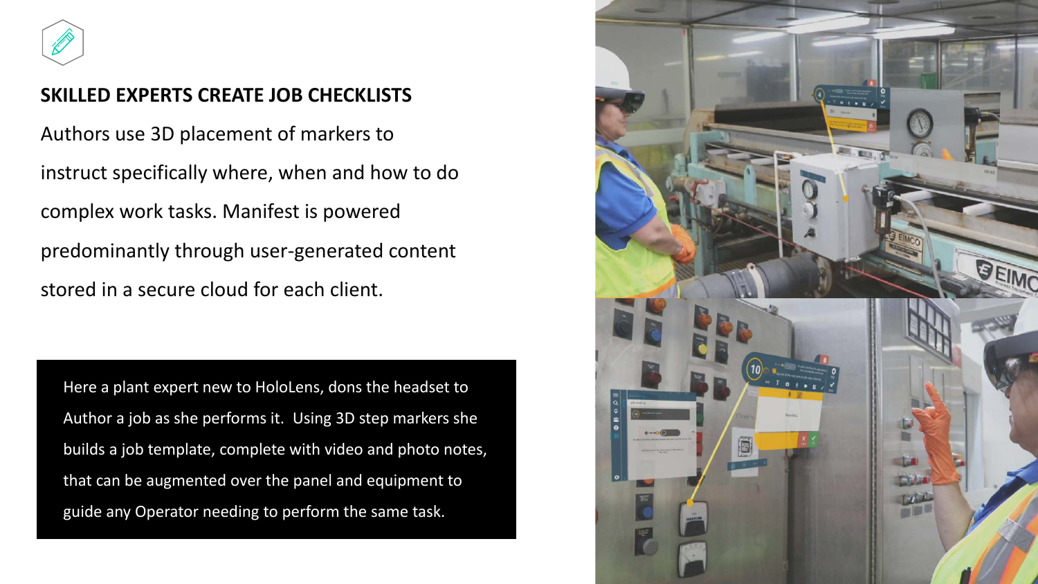## SKILLED EXPERTS CREATE JOB CHECKLISTS

Authors use 3D placement of markers to instruct specifically where, when and how to do complex work tasks. Manifest is powered predominantly through user-generated content stored in a secure cloud for each client.

Here a plant expert new to HoloLens, dons the headset to Author a job as she performs it. Using 3D step markers she builds a job template, complete with video and photo notes, that can be augmented over the panel and equipment to guide any Operator needing to perform the same task.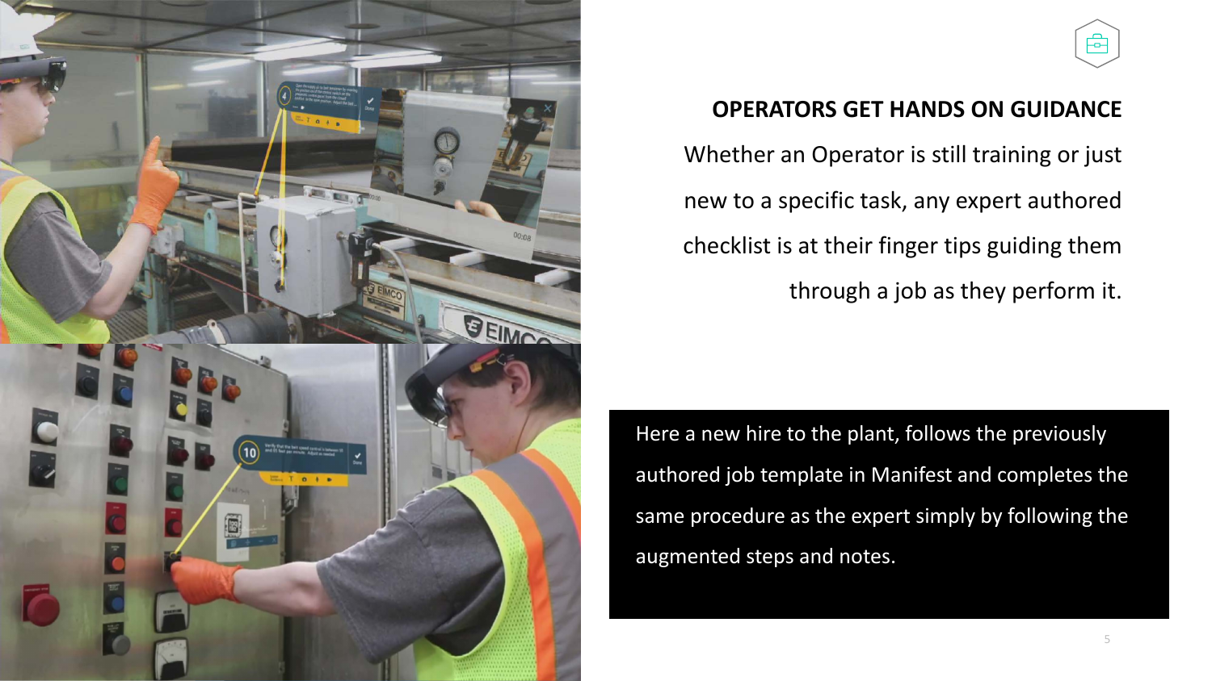## OPERATORS GET HANDS ON GUIDANCE

Whether an Operator is still training or just new to a specific task, any expert authored checklist is at their finger tips guiding them through a job as they perform it.

Here a new hire to the plant, follows the previously authored job template in Manifest and completes the same procedure as the expert simply by following the augmented steps and notes.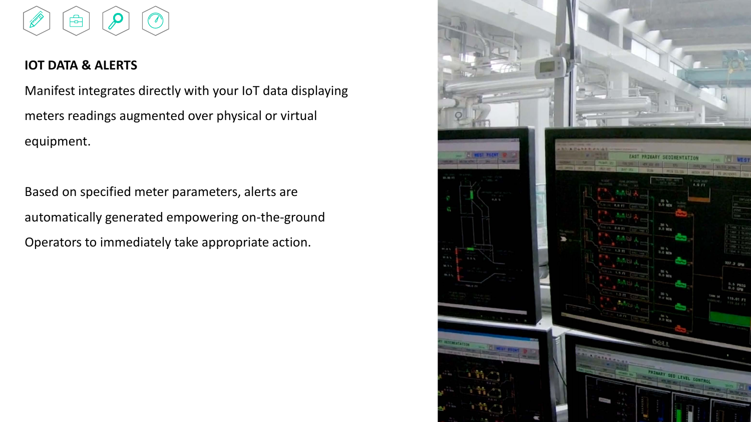## IOT DATA & ALERTS

Manifest integrates directly with your IoT data displaying meters readings augmented over physical or virtual equipment.

Based on specified meter parameters, alerts are automatically generated empowering on-the-ground Operators to immediately take appropriate action.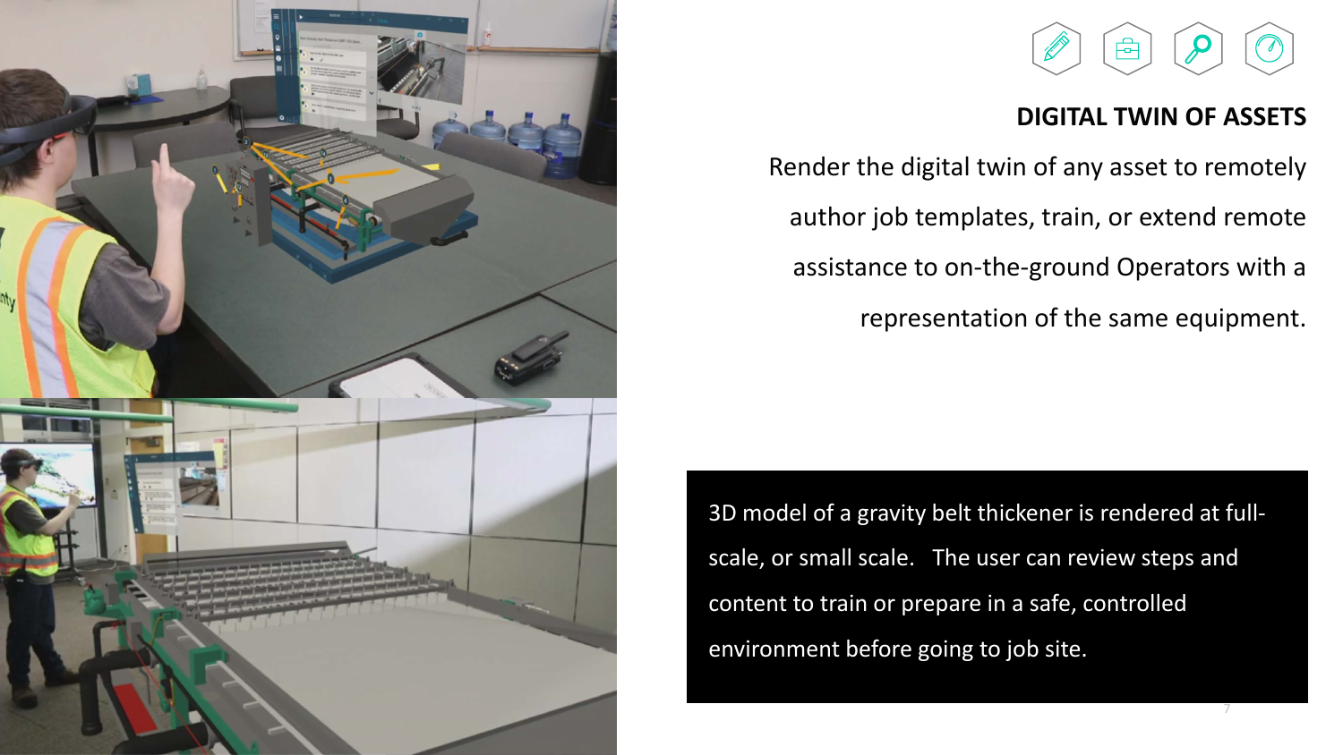## DIGITAL TWIN OF ASSETS

Render the digital twin of any asset to remotely author job templates, train, or extend remote assistance to on-the-ground Operators with a representation of the same equipment.

3D model of a gravity belt thickener is rendered at full-scale, or small scale. The user can review steps and content to train or prepare in a safe, controlled environment before going to job site.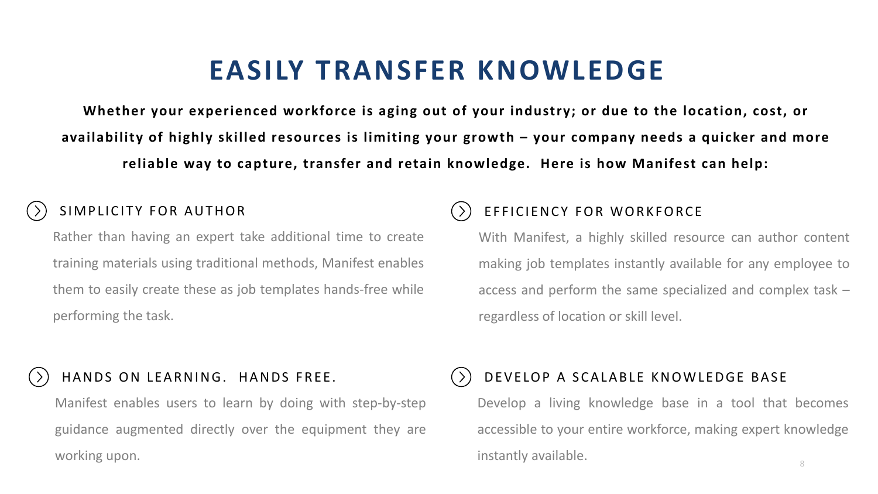# EASILY TRANSFER KNOWLEDGE

**Whether your experienced workforce is aging out of your industry; or due to the location, cost, or availability of highly skilled resources is limiting your growth – your company needs a quicker and more reliable way to capture, transfer and retain knowledge. Here is how Manifest can help:**

## SIMPLICITY FOR AUTHOR

Rather than having an expert take additional time to create training materials using traditional methods, Manifest enables them to easily create these as job templates hands-free while performing the task.

## EFFICIENCY FOR WORKFORCE

With Manifest, a highly skilled resource can author content making job templates instantly available for any employee to access and perform the same specialized and complex task – regardless of location or skill level.

## HANDS ON LEARNING. HANDS FREE.

Manifest enables users to learn by doing with step-by-step guidance augmented directly over the equipment they are working upon.

## DEVELOP A SCALABLE KNOWLEDGE BASE

Develop a living knowledge base in a tool that becomes accessible to your entire workforce, making expert knowledge instantly available.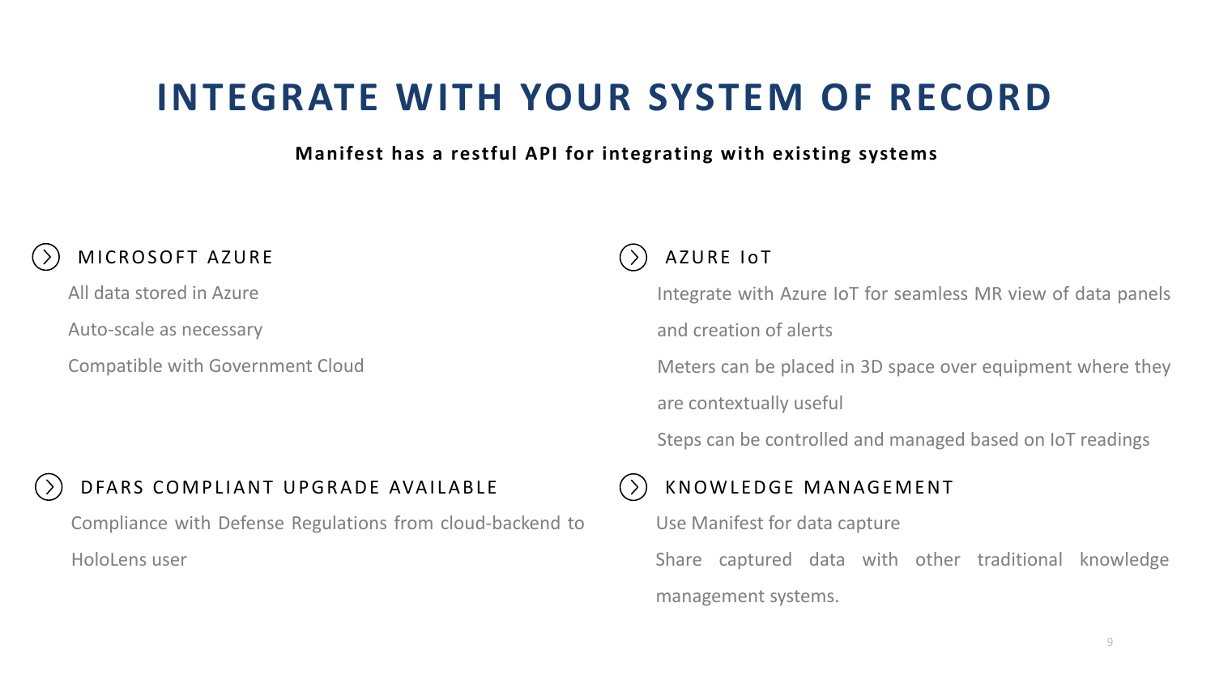# INTEGRATE WITH YOUR SYSTEM OF RECORD

**Manifest has a restful API for integrating with existing systems**

## MICROSOFT AZURE

All data stored in Azure

Auto-scale as necessary

Compatible with Government Cloud

## AZURE IoT

Integrate with Azure IoT for seamless MR view of data panels and creation of alerts

Meters can be placed in 3D space over equipment where they are contextually useful

Steps can be controlled and managed based on IoT readings

## DFARS COMPLIANT UPGRADE AVAILABLE

Compliance with Defense Regulations from cloud-backend to HoloLens user

## KNOWLEDGE MANAGEMENT

Use Manifest for data capture

Share captured data with other traditional knowledge management systems.